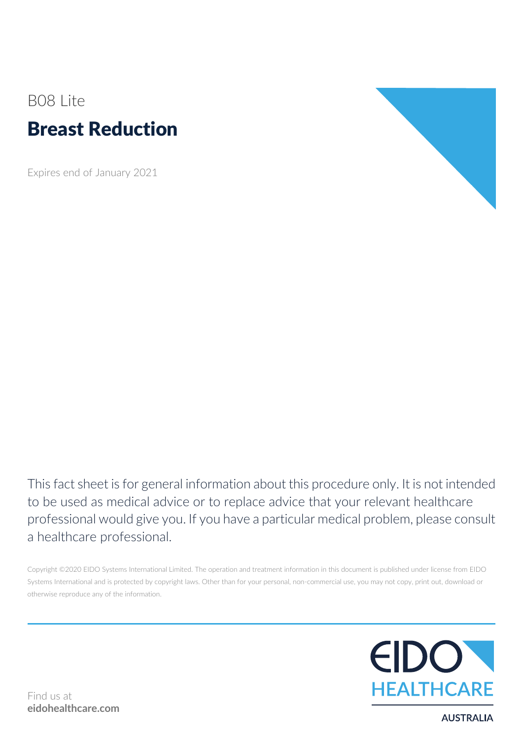B08 Lite

# Breast Reduction

Expires end of January 2021

This fact sheet is for general information about this procedure only. It is not intended to be used as medical advice or to replace advice that your relevant healthcare professional would give you. If you have a particular medical problem, please consult a healthcare professional.

Copyright ©2020 EIDO Systems International Limited. The operation and treatment information in this document is published under license from EIDO Systems International and is protected by copyright laws. Other than for your personal, non-commercial use, you may not copy, print out, download or otherwise reproduce any of the information.

Find us at
**eidohealthcare.com**

EIDO HEALTHCARE
AUSTRALIA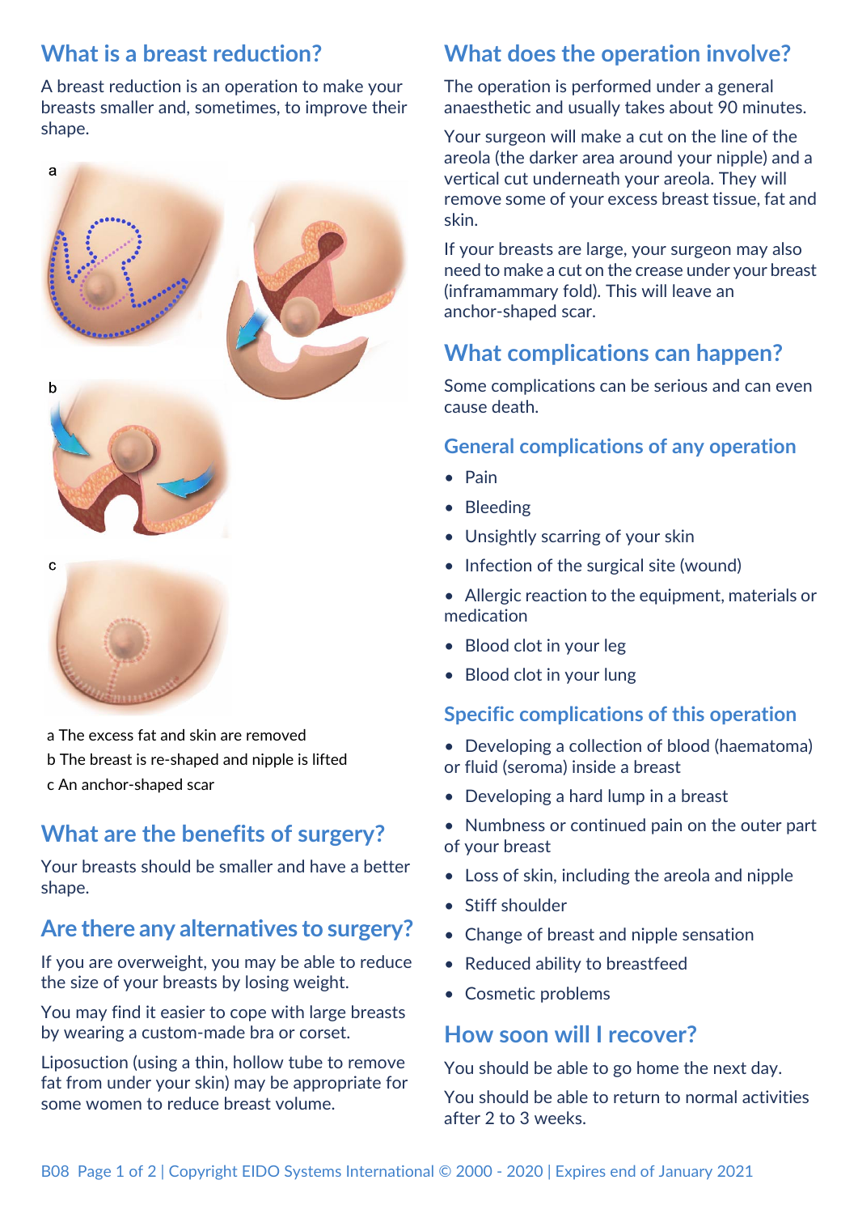## What is a breast reduction?

A breast reduction is an operation to make your breasts smaller and, sometimes, to improve their shape.

a The excess fat and skin are removed

b The breast is re-shaped and nipple is lifted

c An anchor-shaped scar

## What are the benefits of surgery?

Your breasts should be smaller and have a better shape.

## Are there any alternatives to surgery?

If you are overweight, you may be able to reduce the size of your breasts by losing weight.

You may find it easier to cope with large breasts by wearing a custom-made bra or corset.

Liposuction (using a thin, hollow tube to remove fat from under your skin) may be appropriate for some women to reduce breast volume.

## What does the operation involve?

The operation is performed under a general anaesthetic and usually takes about 90 minutes.

Your surgeon will make a cut on the line of the areola (the darker area around your nipple) and a vertical cut underneath your areola. They will remove some of your excess breast tissue, fat and skin.

If your breasts are large, your surgeon may also need to make a cut on the crease under your breast (inframammary fold). This will leave an anchor-shaped scar.

## What complications can happen?

Some complications can be serious and can even cause death.

### General complications of any operation

- Pain
- Bleeding
- Unsightly scarring of your skin
- Infection of the surgical site (wound)
- Allergic reaction to the equipment, materials or medication
- Blood clot in your leg
- Blood clot in your lung

### Specific complications of this operation

- Developing a collection of blood (haematoma) or fluid (seroma) inside a breast
- Developing a hard lump in a breast
- Numbness or continued pain on the outer part of your breast
- Loss of skin, including the areola and nipple
- Stiff shoulder
- Change of breast and nipple sensation
- Reduced ability to breastfeed
- Cosmetic problems

## How soon will I recover?

You should be able to go home the next day.

You should be able to return to normal activities after 2 to 3 weeks.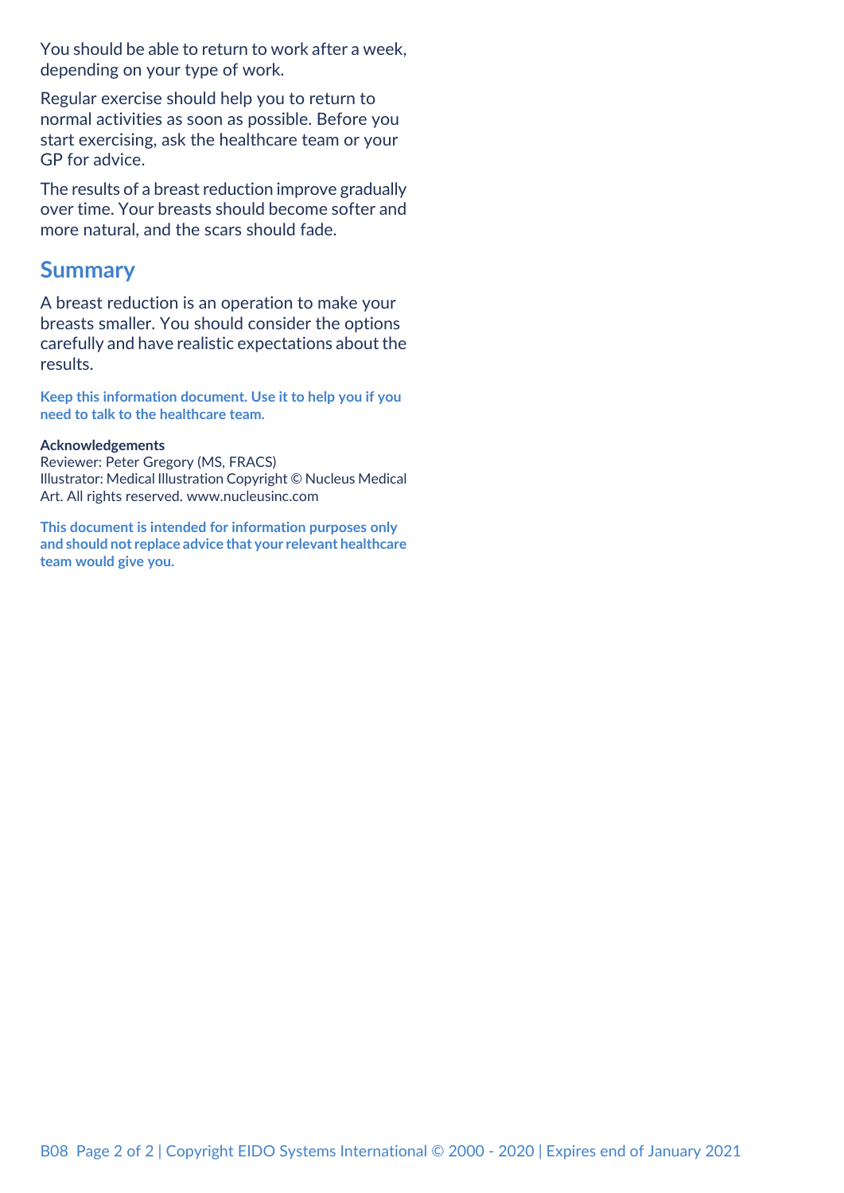You should be able to return to work after a week, depending on your type of work.

Regular exercise should help you to return to normal activities as soon as possible. Before you start exercising, ask the healthcare team or your GP for advice.

The results of a breast reduction improve gradually over time. Your breasts should become softer and more natural, and the scars should fade.

## Summary

A breast reduction is an operation to make your breasts smaller. You should consider the options carefully and have realistic expectations about the results.

**Keep this information document. Use it to help you if you need to talk to the healthcare team.**

**Acknowledgements**
Reviewer: Peter Gregory (MS, FRACS)
Illustrator: Medical Illustration Copyright © Nucleus Medical Art. All rights reserved. www.nucleusinc.com

**This document is intended for information purposes only and should not replace advice that your relevant healthcare team would give you.**